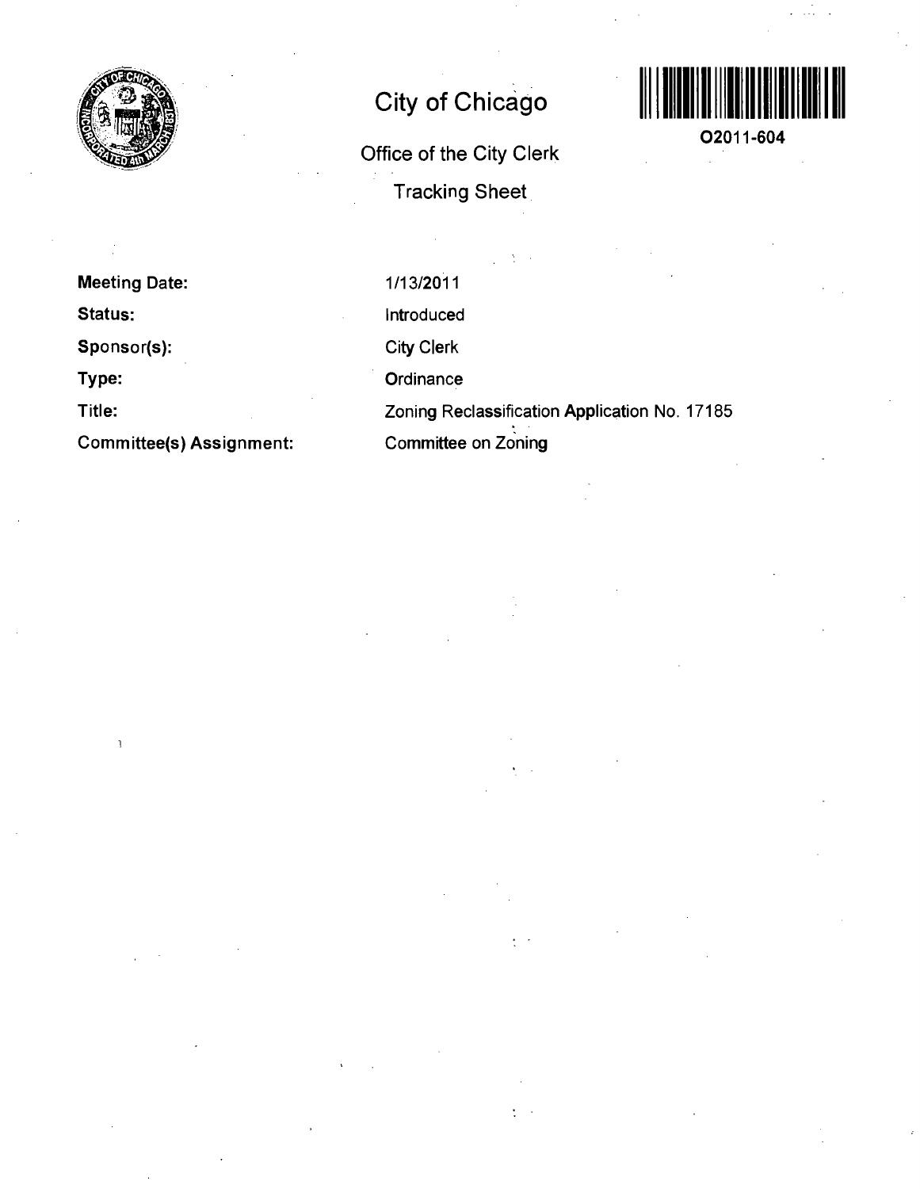# City of Chicago

## Office of the City Clerk

### Tracking Sheet

O2011-604

| | |
|---|---|
| **Meeting Date:** | 1/13/2011 |
| **Status:** | Introduced |
| **Sponsor(s):** | City Clerk |
| **Type:** | Ordinance |
| **Title:** | Zoning Reclassification Application No. 17185 |
| **Committee(s) Assignment:** | Committee on Zoning |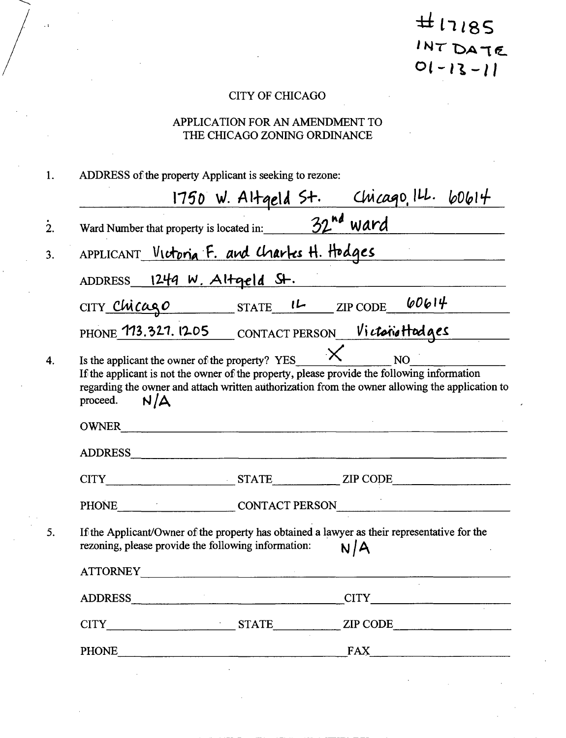#17185
INT DATE
01-13-11

# CITY OF CHICAGO

## APPLICATION FOR AN AMENDMENT TO THE CHICAGO ZONING ORDINANCE

1. ADDRESS of the property Applicant is seeking to rezone:

   1750 W. Altgeld St. Chicago, ILL. 60614

2. Ward Number that property is located in: 32nd ward

3. APPLICANT Victoria F. and Charles H. Hodges

   ADDRESS 1249 W. Altgeld St.

   CITY Chicago STATE IL ZIP CODE 60614

   PHONE 773.327.1205 CONTACT PERSON Victoria Hodges

4. Is the applicant the owner of the property? YES X NO ____

   If the applicant is not the owner of the property, please provide the following information regarding the owner and attach written authorization from the owner allowing the application to proceed. N/A

   OWNER ____

   ADDRESS ____

   CITY ____ STATE ____ ZIP CODE ____

   PHONE ____ CONTACT PERSON ____

5. If the Applicant/Owner of the property has obtained a lawyer as their representative for the rezoning, please provide the following information: N/A

   ATTORNEY ____

   ADDRESS ____ CITY ____

   CITY ____ STATE ____ ZIP CODE ____

   PHONE ____ FAX ____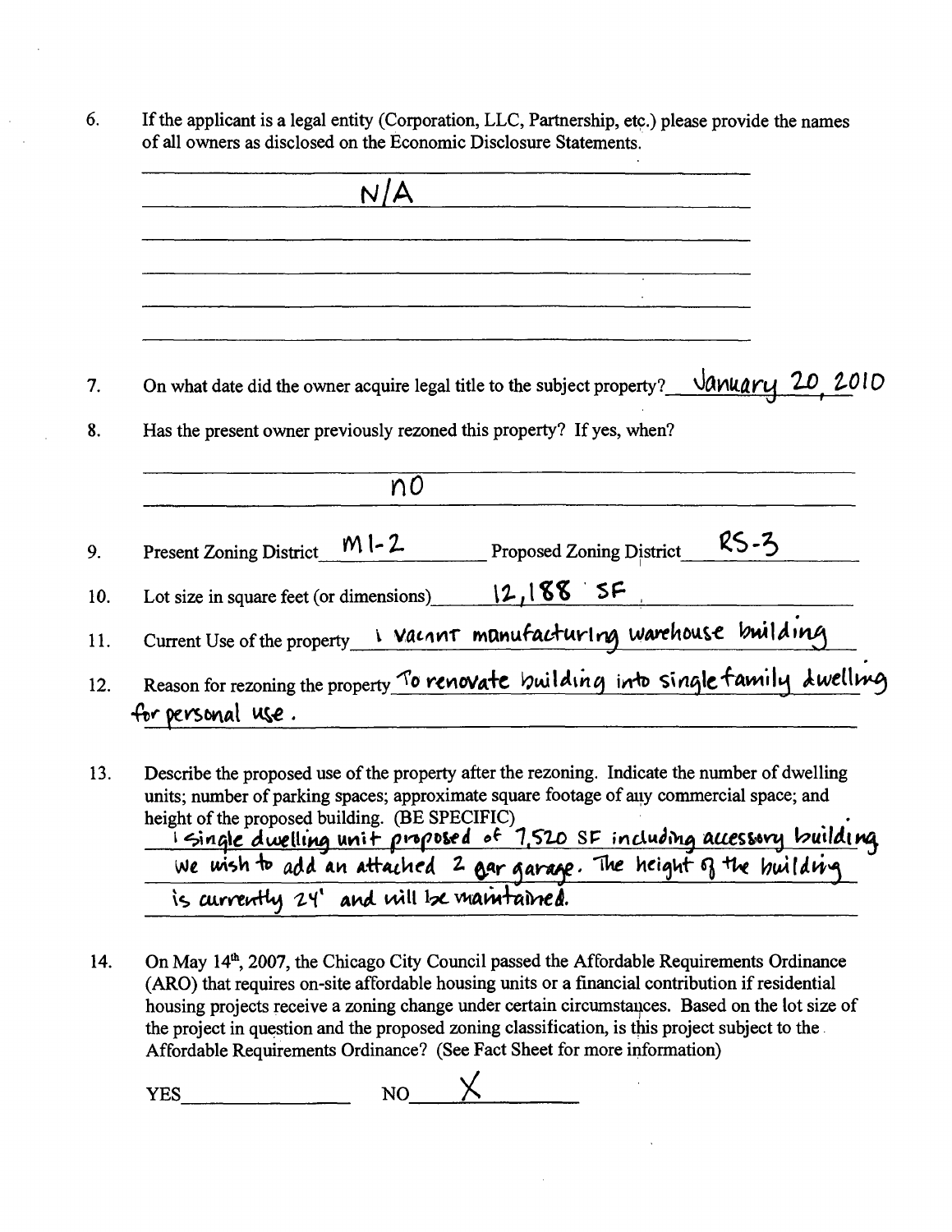6. If the applicant is a legal entity (Corporation, LLC, Partnership, etc.) please provide the names of all owners as disclosed on the Economic Disclosure Statements.

   N/A

7. On what date did the owner acquire legal title to the subject property? January 20, 2010

8. Has the present owner previously rezoned this property? If yes, when?

   no

9. Present Zoning District M1-2 Proposed Zoning District RS-3

10. Lot size in square feet (or dimensions) 12,188 SF

11. Current Use of the property 1 vacant manufacturing warehouse building

12. Reason for rezoning the property To renovate building into single family dwelling for personal use.

13. Describe the proposed use of the property after the rezoning. Indicate the number of dwelling units; number of parking spaces; approximate square footage of any commercial space; and height of the proposed building. (BE SPECIFIC)

   1 single dwelling unit proposed of 7,520 SF including accessory building. We wish to add an attached 2 car garage. The height of the building is currently 24' and will be maintained.

14. On May 14th, 2007, the Chicago City Council passed the Affordable Requirements Ordinance (ARO) that requires on-site affordable housing units or a financial contribution if residential housing projects receive a zoning change under certain circumstances. Based on the lot size of the project in question and the proposed zoning classification, is this project subject to the Affordable Requirements Ordinance? (See Fact Sheet for more information)

   YES ______ NO X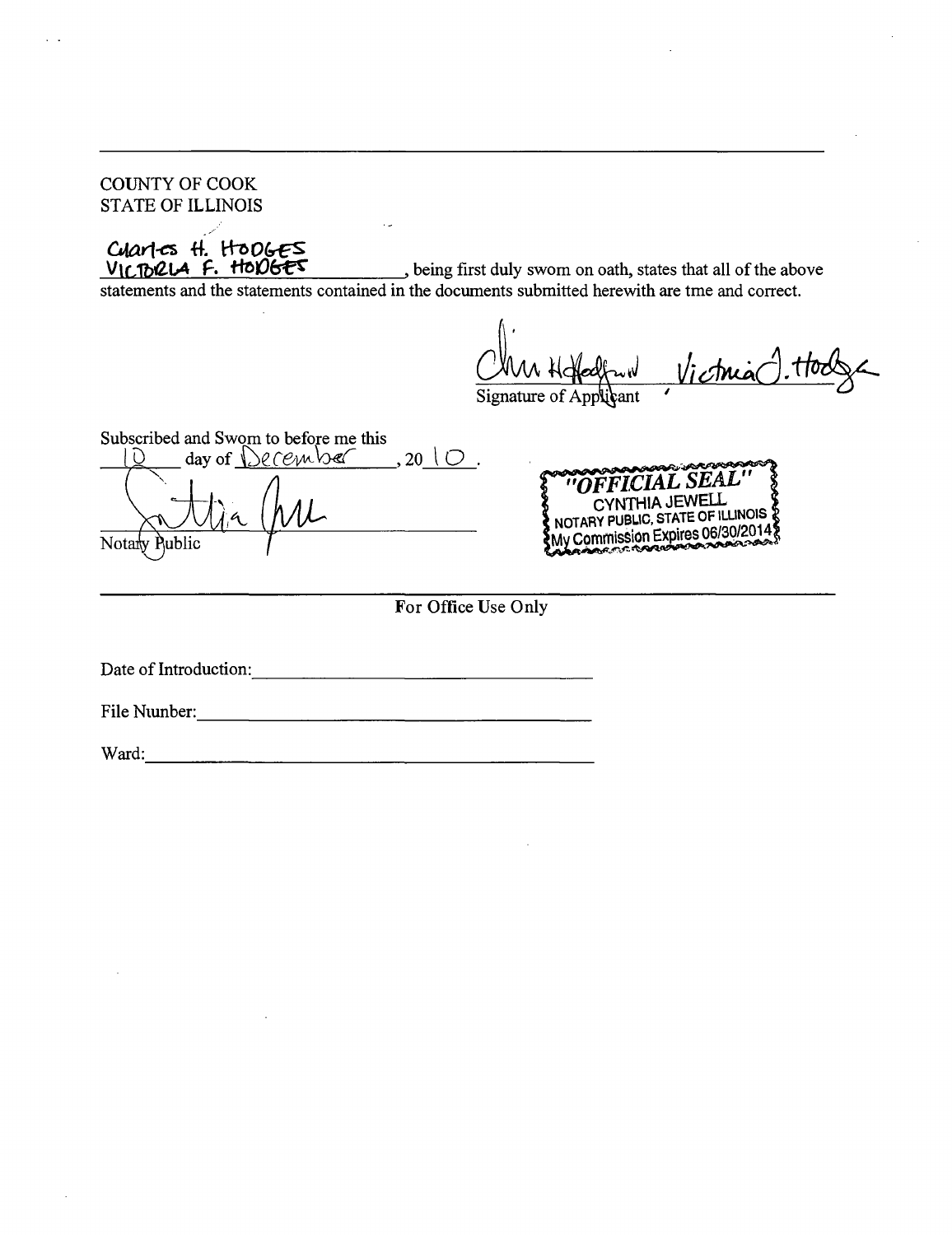COUNTY OF COOK
STATE OF ILLINOIS

CHARLES H. HODGES
VICTORIA F. HODGES, being first duly sworn on oath, states that all of the above statements and the statements contained in the documents submitted herewith are tme and correct.

Signature of Applicant

Subscribed and Swom to before me this 10 day of December, 2010.

Notary Public

"OFFICIAL SEAL"
CYNTHIA JEWELL
NOTARY PUBLIC, STATE OF ILLINOIS
My Commission Expires 06/30/2014

For Office Use Only

Date of Introduction: ______________________

File Nuinber: ______________________

Ward: ______________________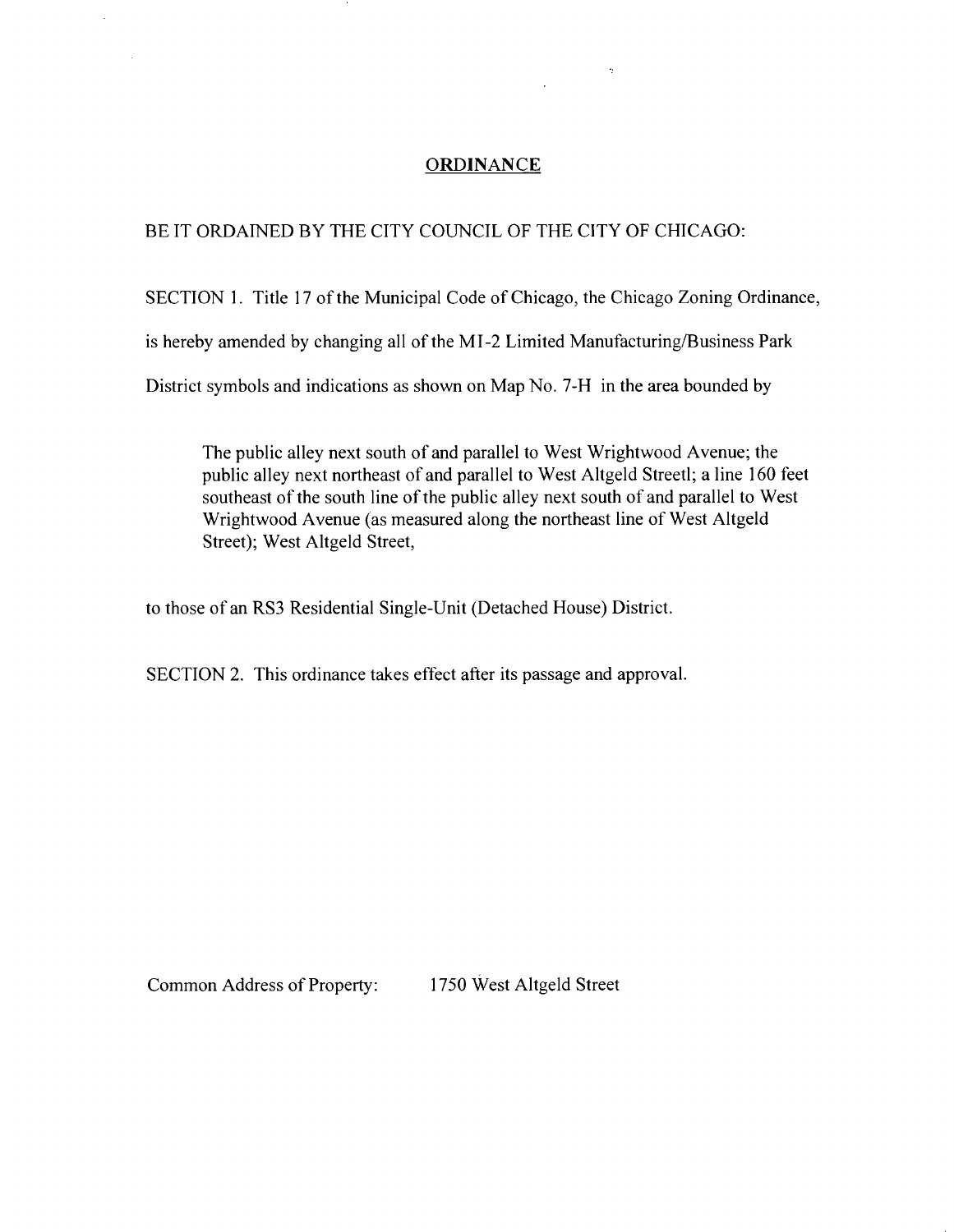# ORDINANCE

BE IT ORDAINED BY THE CITY COUNCIL OF THE CITY OF CHICAGO:

SECTION 1. Title 17 of the Municipal Code of Chicago, the Chicago Zoning Ordinance, is hereby amended by changing all of the M1-2 Limited Manufacturing/Business Park District symbols and indications as shown on Map No. 7-H in the area bounded by

> The public alley next south of and parallel to West Wrightwood Avenue; the public alley next northeast of and parallel to West Altgeld Streetl; a line 160 feet southeast of the south line of the public alley next south of and parallel to West Wrightwood Avenue (as measured along the northeast line of West Altgeld Street); West Altgeld Street,

to those of an RS3 Residential Single-Unit (Detached House) District.

SECTION 2. This ordinance takes effect after its passage and approval.

Common Address of Property: 1750 West Altgeld Street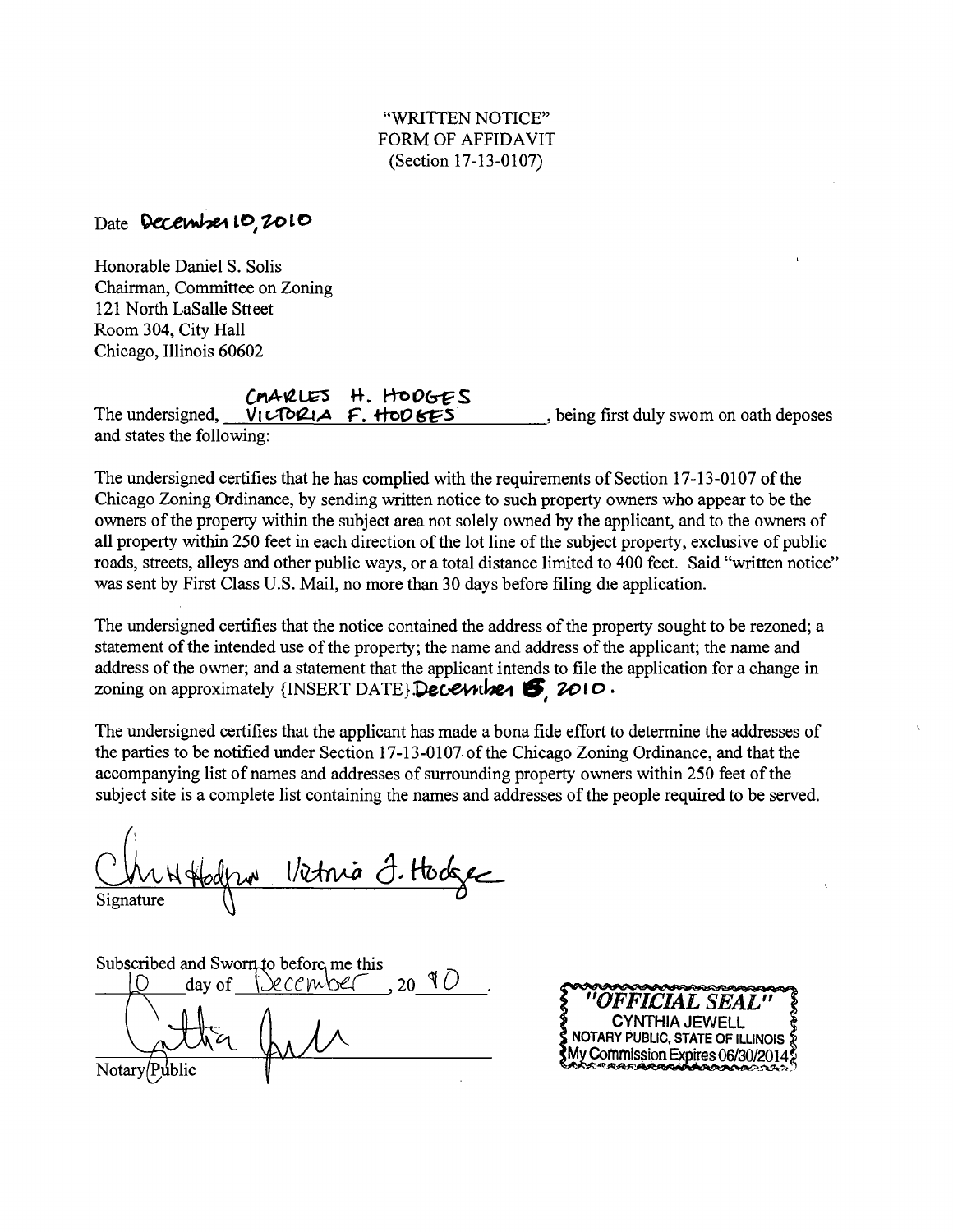"WRITTEN NOTICE"
FORM OF AFFIDAVIT
(Section 17-13-0107)

Date December 10, 2010

Honorable Daniel S. Solis
Chairman, Committee on Zoning
121 North LaSalle Stteet
Room 304, City Hall
Chicago, Illinois 60602

The undersigned, CHARLES H. HODGES VICTORIA F. HODGES, being first duly swom on oath deposes and states the following:

The undersigned certifies that he has complied with the requirements of Section 17-13-0107 of the Chicago Zoning Ordinance, by sending written notice to such property owners who appear to be the owners of the property within the subject area not solely owned by the applicant, and to the owners of all property within 250 feet in each direction of the lot line of the subject property, exclusive of public roads, streets, alleys and other public ways, or a total distance limited to 400 feet. Said "written notice" was sent by First Class U.S. Mail, no more than 30 days before filing die application.

The undersigned certifies that the notice contained the address of the property sought to be rezoned; a statement of the intended use of the property; the name and address of the applicant; the name and address of the owner; and a statement that the applicant intends to file the application for a change in zoning on approximately {INSERT DATE} December 15, 2010.

The undersigned certifies that the applicant has made a bona fide effort to determine the addresses of the parties to be notified under Section 17-13-0107 of the Chicago Zoning Ordinance, and that the accompanying list of names and addresses of surrounding property owners within 250 feet of the subject site is a complete list containing the names and addresses of the people required to be served.

Charles H Hodges Victoria F. Hodges
Signature

Subscribed and Sworn to before me this 10 day of December, 20 10.

Cynthia Jewell
Notary Public

"OFFICIAL SEAL"
CYNTHIA JEWELL
NOTARY PUBLIC, STATE OF ILLINOIS
My Commission Expires 06/30/2014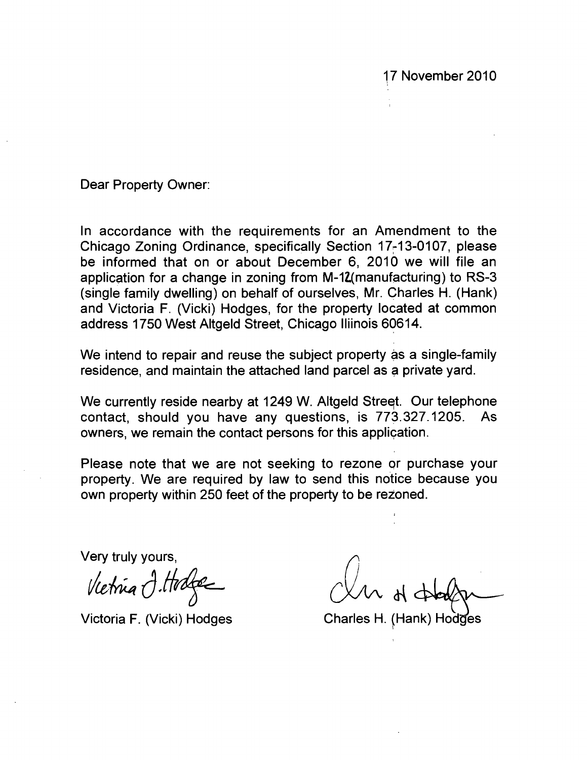17 November 2010

Dear Property Owner:

In accordance with the requirements for an Amendment to the Chicago Zoning Ordinance, specifically Section 17-13-0107, please be informed that on or about December 6, 2010 we will file an application for a change in zoning from M-1Z(manufacturing) to RS-3 (single family dwelling) on behalf of ourselves, Mr. Charles H. (Hank) and Victoria F. (Vicki) Hodges, for the property located at common address 1750 West Altgeld Street, Chicago Illinois 60614.

We intend to repair and reuse the subject property as a single-family residence, and maintain the attached land parcel as a private yard.

We currently reside nearby at 1249 W. Altgeld Street. Our telephone contact, should you have any questions, is 773.327.1205. As owners, we remain the contact persons for this application.

Please note that we are not seeking to rezone or purchase your property. We are required by law to send this notice because you own property within 250 feet of the property to be rezoned.

Very truly yours,

Victoria F. Hodges

Victoria F. (Vicki) Hodges

Charles H. Hodges

Charles H. (Hank) Hodges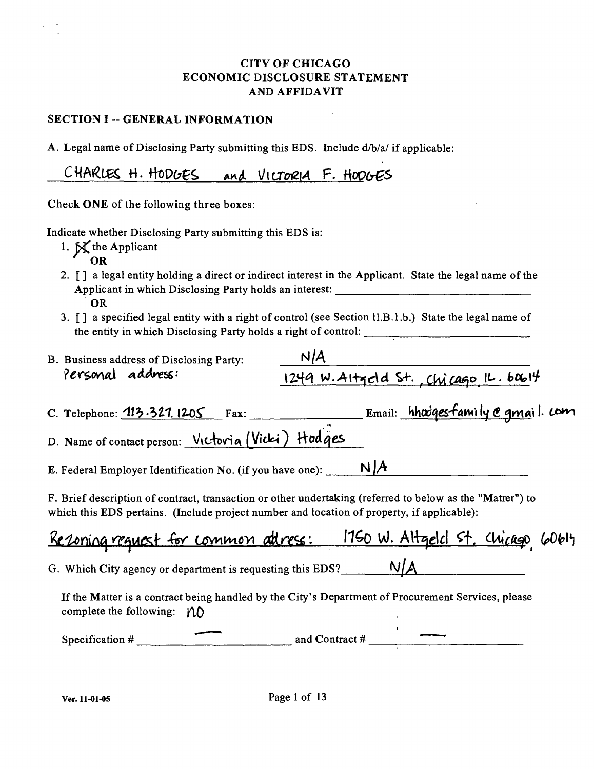# CITY OF CHICAGO
# ECONOMIC DISCLOSURE STATEMENT
# AND AFFIDAVIT

## SECTION I -- GENERAL INFORMATION

A. Legal name of Disclosing Party submitting this EDS. Include d/b/a/ if applicable:

CHARLES H. HODGES and VICTORIA F. HODGES

Check **ONE** of the following three boxes:

Indicate whether Disclosing Party submitting this EDS is:

1. [X] the Applicant
   **OR**
2. [ ] a legal entity holding a direct or indirect interest in the Applicant. State the legal name of the Applicant in which Disclosing Party holds an interest: ______________________
   **OR**
3. [ ] a specified legal entity with a right of control (see Section II.B.1.b.) State the legal name of the entity in which Disclosing Party holds a right of control: ______________________

B. Business address of Disclosing Party: N/A
Personal address: 1249 W. Altgeld St., Chicago, IL. 60614

C. Telephone: 773.327.1205 Fax: ____________ Email: hhodgesfamily@gmail.com

D. Name of contact person: Victoria (Vicki) Hodges

E. Federal Employer Identification No. (if you have one): N/A

F. Brief description of contract, transaction or other undertaking (referred to below as the "Matter") to which this EDS pertains. (Include project number and location of property, if applicable):

Rezoning request for common address: 1750 W. Altgeld St. Chicago, 60614

G. Which City agency or department is requesting this EDS? N/A

If the Matter is a contract being handled by the City's Department of Procurement Services, please complete the following: no

Specification # — and Contract # —

Ver. 11-01-05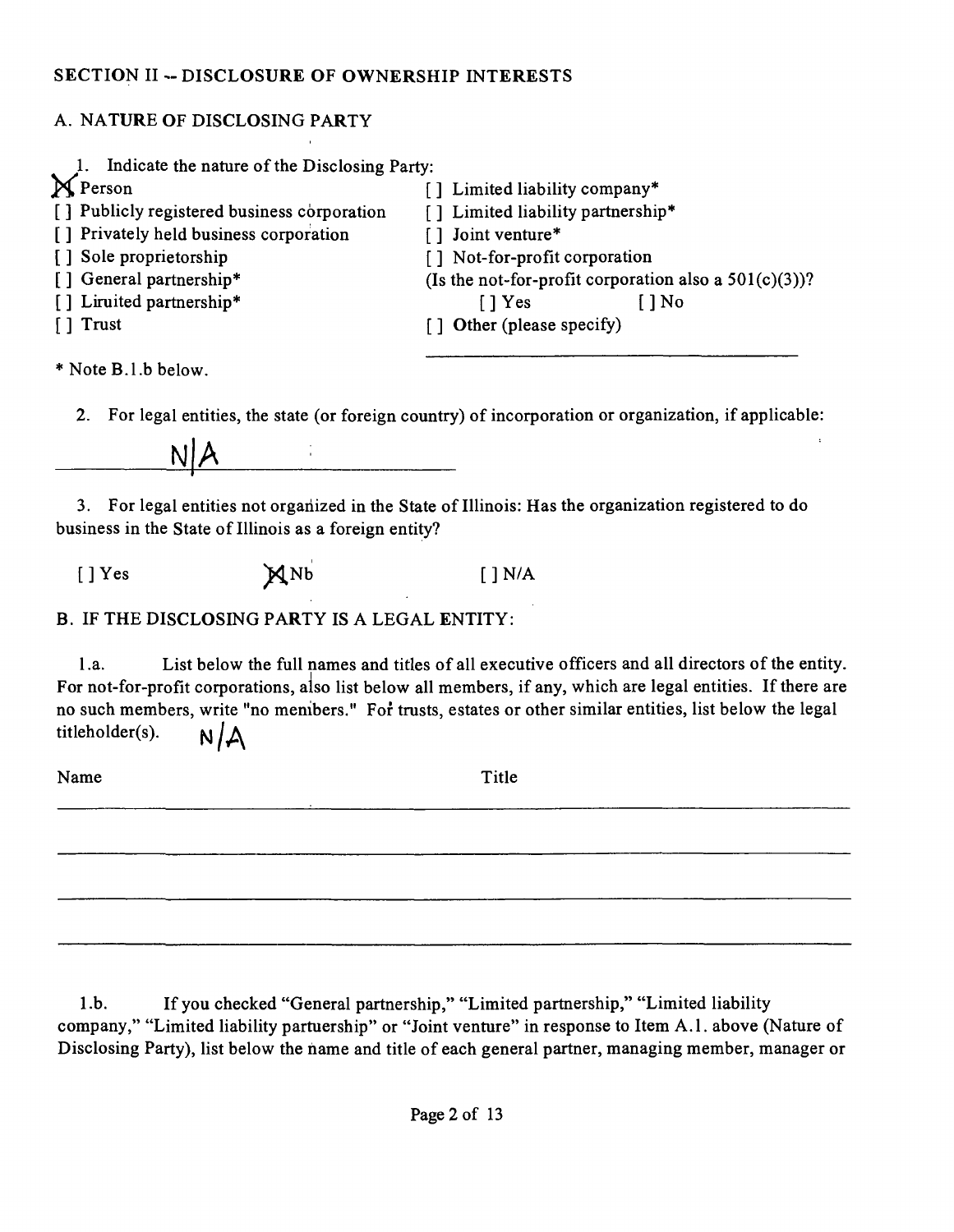## SECTION II -- DISCLOSURE OF OWNERSHIP INTERESTS

### A. NATURE OF DISCLOSING PARTY

1. Indicate the nature of the Disclosing Party:

[X] Person
[ ] Publicly registered business corporation
[ ] Privately held business corporation
[ ] Sole proprietorship
[ ] General partnership*
[ ] Limited partnership*
[ ] Trust
[ ] Limited liability company*
[ ] Limited liability partnership*
[ ] Joint venture*
[ ] Not-for-profit corporation
(Is the not-for-profit corporation also a 501(c)(3))?
[ ] Yes [ ] No
[ ] Other (please specify)

_______________________________

* Note B.1.b below.

2. For legal entities, the state (or foreign country) of incorporation or organization, if applicable:

N/A

3. For legal entities not organized in the State of Illinois: Has the organization registered to do business in the State of Illinois as a foreign entity?

[ ] Yes [X] No [ ] N/A

### B. IF THE DISCLOSING PARTY IS A LEGAL ENTITY:

1.a. List below the full names and titles of all executive officers and all directors of the entity. For not-for-profit corporations, also list below all members, if any, which are legal entities. If there are no such members, write "no members." For trusts, estates or other similar entities, list below the legal titleholder(s). N/A

| Name | Title |
|---|---|
| | |
| | |
| | |
| | |

1.b. If you checked "General partnership," "Limited partnership," "Limited liability company," "Limited liability partnership" or "Joint venture" in response to Item A.1. above (Nature of Disclosing Party), list below the name and title of each general partner, managing member, manager or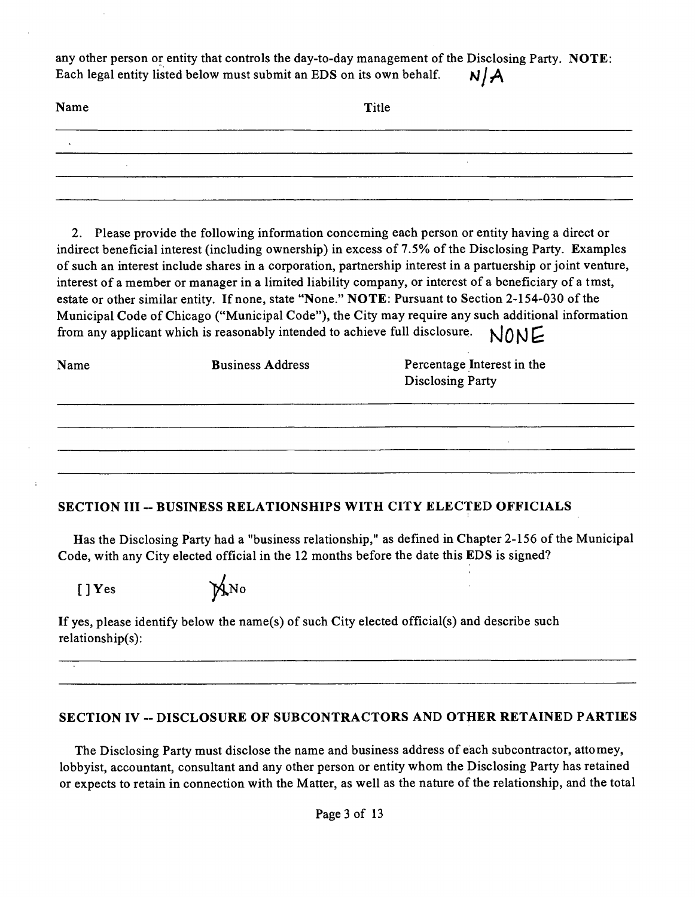any other person or entity that controls the day-to-day management of the Disclosing Party. **NOTE**: Each legal entity listed below must submit an EDS on its own behalf. N/A

| Name | Title |
| --- | --- |
| | |
| | |
| | |

2. Please provide the following information concerning each person or entity having a direct or indirect beneficial interest (including ownership) in excess of 7.5% of the Disclosing Party. Examples of such an interest include shares in a corporation, partnership interest in a partnership or joint venture, interest of a member or manager in a limited liability company, or interest of a beneficiary of a trust, estate or other similar entity. If none, state "None." **NOTE**: Pursuant to Section 2-154-030 of the Municipal Code of Chicago ("Municipal Code"), the City may require any such additional information from any applicant which is reasonably intended to achieve full disclosure. NONE

| Name | Business Address | Percentage Interest in the Disclosing Party |
| --- | --- | --- |
| | | |
| | | |
| | | |

## SECTION III -- BUSINESS RELATIONSHIPS WITH CITY ELECTED OFFICIALS

Has the Disclosing Party had a "business relationship," as defined in Chapter 2-156 of the Municipal Code, with any City elected official in the 12 months before the date this EDS is signed?

[ ] Yes [X] No

If yes, please identify below the name(s) of such City elected official(s) and describe such relationship(s):

## SECTION IV -- DISCLOSURE OF SUBCONTRACTORS AND OTHER RETAINED PARTIES

The Disclosing Party must disclose the name and business address of each subcontractor, attorney, lobbyist, accountant, consultant and any other person or entity whom the Disclosing Party has retained or expects to retain in connection with the Matter, as well as the nature of the relationship, and the total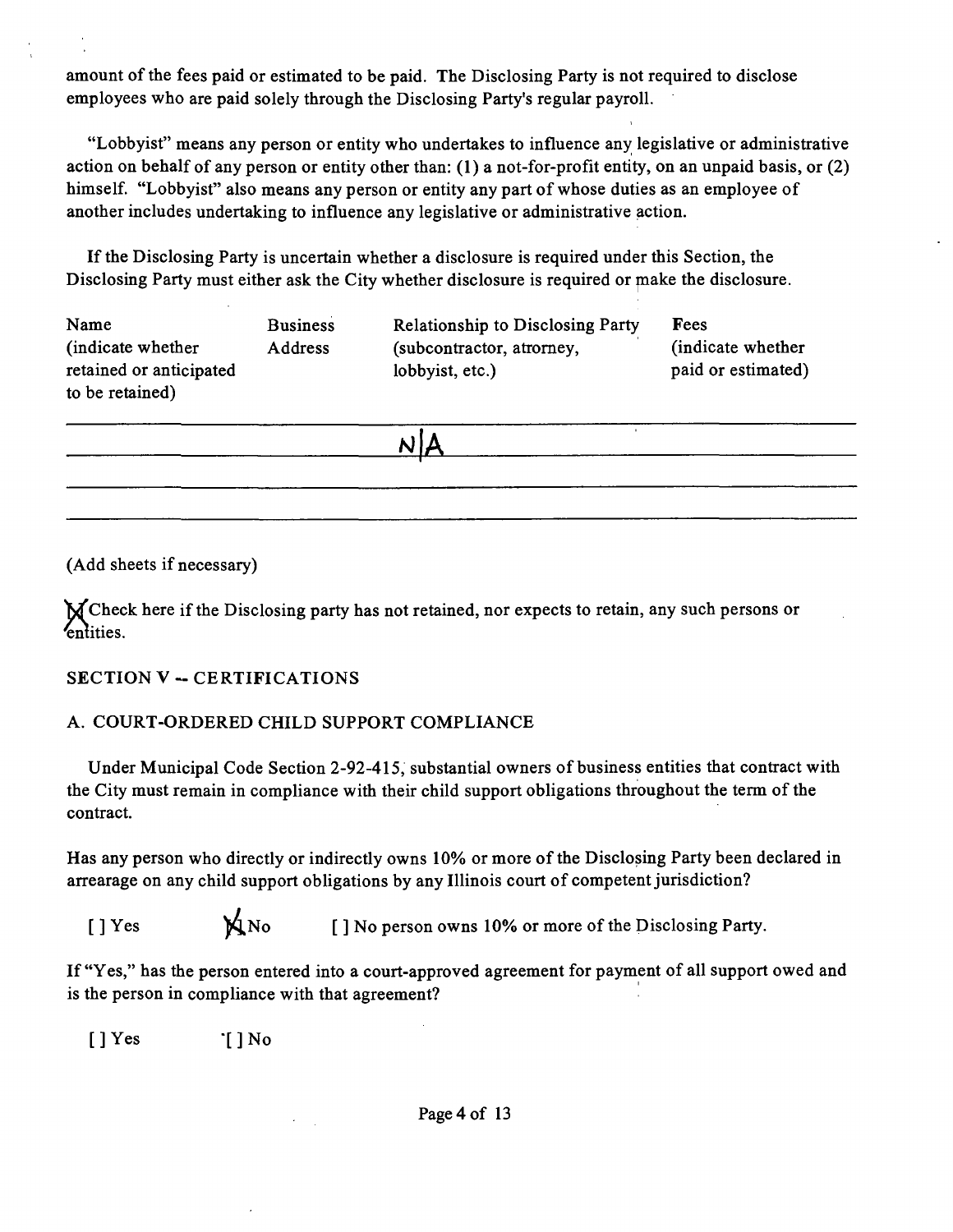amount of the fees paid or estimated to be paid. The Disclosing Party is not required to disclose employees who are paid solely through the Disclosing Party's regular payroll.

"Lobbyist" means any person or entity who undertakes to influence any legislative or administrative action on behalf of any person or entity other than: (1) a not-for-profit entity, on an unpaid basis, or (2) himself. "Lobbyist" also means any person or entity any part of whose duties as an employee of another includes undertaking to influence any legislative or administrative action.

If the Disclosing Party is uncertain whether a disclosure is required under this Section, the Disclosing Party must either ask the City whether disclosure is required or make the disclosure.

| Name (indicate whether retained or anticipated to be retained) | Business Address | Relationship to Disclosing Party (subcontractor, attorney, lobbyist, etc.) | Fees (indicate whether paid or estimated) |
|---|---|---|---|
| | | N/A | |
| | | | |
| | | | |

(Add sheets if necessary)

[X] Check here if the Disclosing party has not retained, nor expects to retain, any such persons or entities.

## SECTION V -- CERTIFICATIONS

### A. COURT-ORDERED CHILD SUPPORT COMPLIANCE

Under Municipal Code Section 2-92-415, substantial owners of business entities that contract with the City must remain in compliance with their child support obligations throughout the term of the contract.

Has any person who directly or indirectly owns 10% or more of the Disclosing Party been declared in arrearage on any child support obligations by any Illinois court of competent jurisdiction?

[ ] Yes [X] No [ ] No person owns 10% or more of the Disclosing Party.

If "Yes," has the person entered into a court-approved agreement for payment of all support owed and is the person in compliance with that agreement?

[ ] Yes [ ] No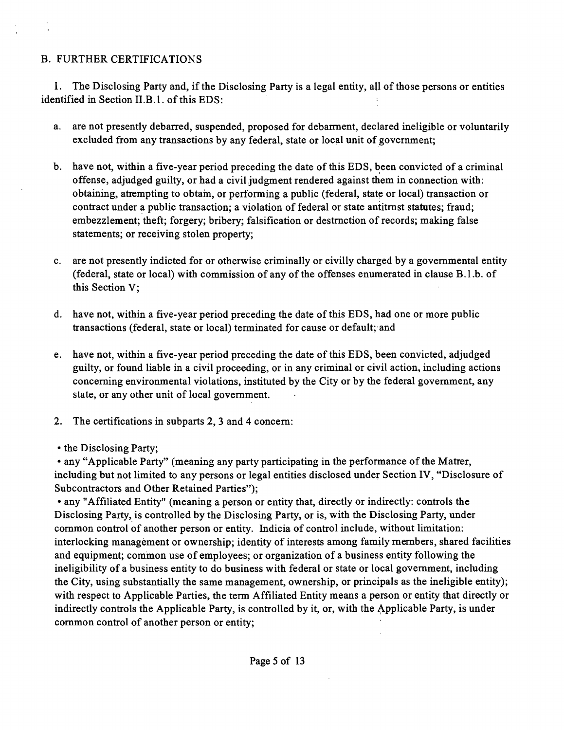## B. FURTHER CERTIFICATIONS

1. The Disclosing Party and, if the Disclosing Party is a legal entity, all of those persons or entities identified in Section II.B.1. of this EDS:

   a. are not presently debarred, suspended, proposed for debarment, declared ineligible or voluntarily excluded from any transactions by any federal, state or local unit of government;

   b. have not, within a five-year period preceding the date of this EDS, been convicted of a criminal offense, adjudged guilty, or had a civil judgment rendered against them in connection with: obtaining, attempting to obtain, or performing a public (federal, state or local) transaction or contract under a public transaction; a violation of federal or state antitrust statutes; fraud; embezzlement; theft; forgery; bribery; falsification or destruction of records; making false statements; or receiving stolen property;

   c. are not presently indicted for or otherwise criminally or civilly charged by a governmental entity (federal, state or local) with commission of any of the offenses enumerated in clause B.1.b. of this Section V;

   d. have not, within a five-year period preceding the date of this EDS, had one or more public transactions (federal, state or local) terminated for cause or default; and

   e. have not, within a five-year period preceding the date of this EDS, been convicted, adjudged guilty, or found liable in a civil proceeding, or in any criminal or civil action, including actions concerning environmental violations, instituted by the City or by the federal government, any state, or any other unit of local government.

2. The certifications in subparts 2, 3 and 4 concern:

- the Disclosing Party;
- any "Applicable Party" (meaning any party participating in the performance of the Matter, including but not limited to any persons or legal entities disclosed under Section IV, "Disclosure of Subcontractors and Other Retained Parties");
- any "Affiliated Entity" (meaning a person or entity that, directly or indirectly: controls the Disclosing Party, is controlled by the Disclosing Party, or is, with the Disclosing Party, under common control of another person or entity. Indicia of control include, without limitation: interlocking management or ownership; identity of interests among family members, shared facilities and equipment; common use of employees; or organization of a business entity following the ineligibility of a business entity to do business with federal or state or local government, including the City, using substantially the same management, ownership, or principals as the ineligible entity); with respect to Applicable Parties, the term Affiliated Entity means a person or entity that directly or indirectly controls the Applicable Party, is controlled by it, or, with the Applicable Party, is under common control of another person or entity;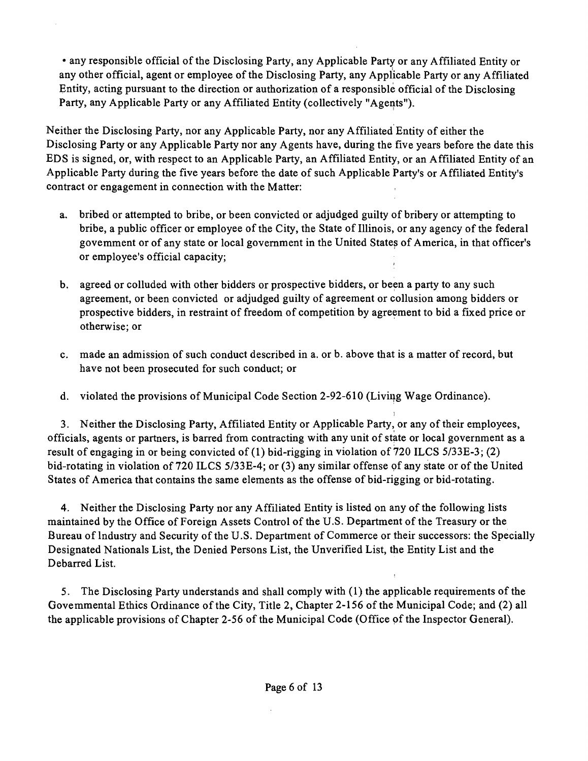• any responsible official of the Disclosing Party, any Applicable Party or any Affiliated Entity or any other official, agent or employee of the Disclosing Party, any Applicable Party or any Affiliated Entity, acting pursuant to the direction or authorization of a responsible official of the Disclosing Party, any Applicable Party or any Affiliated Entity (collectively "Agents").

Neither the Disclosing Party, nor any Applicable Party, nor any Affiliated Entity of either the Disclosing Party or any Applicable Party nor any Agents have, during the five years before the date this EDS is signed, or, with respect to an Applicable Party, an Affiliated Entity, or an Affiliated Entity of an Applicable Party during the five years before the date of such Applicable Party's or Affiliated Entity's contract or engagement in connection with the Matter:

a. bribed or attempted to bribe, or been convicted or adjudged guilty of bribery or attempting to bribe, a public officer or employee of the City, the State of Illinois, or any agency of the federal govemment or of any state or local government in the United States of America, in that officer's or employee's official capacity;

b. agreed or colluded with other bidders or prospective bidders, or been a party to any such agreement, or been convicted or adjudged guilty of agreement or collusion among bidders or prospective bidders, in restraint of freedom of competition by agreement to bid a fixed price or otherwise; or

c. made an admission of such conduct described in a. or b. above that is a matter of record, but have not been prosecuted for such conduct; or

d. violated the provisions of Municipal Code Section 2-92-610 (Living Wage Ordinance).

3. Neither the Disclosing Party, Affiliated Entity or Applicable Party, or any of their employees, officials, agents or partners, is barred from contracting with any unit of state or local government as a result of engaging in or being convicted of (1) bid-rigging in violation of 720 ILCS 5/33E-3; (2) bid-rotating in violation of 720 ILCS 5/33E-4; or (3) any similar offense of any state or of the United States of America that contains the same elements as the offense of bid-rigging or bid-rotating.

4. Neither the Disclosing Party nor any Affiliated Entity is listed on any of the following lists maintained by the Office of Foreign Assets Control of the U.S. Department of the Treasury or the Bureau of Industry and Security of the U.S. Department of Commerce or their successors: the Specially Designated Nationals List, the Denied Persons List, the Unverified List, the Entity List and the Debarred List.

5. The Disclosing Party understands and shall comply with (1) the applicable requirements of the Govemmental Ethics Ordinance of the City, Title 2, Chapter 2-156 of the Municipal Code; and (2) all the applicable provisions of Chapter 2-56 of the Municipal Code (Office of the Inspector General).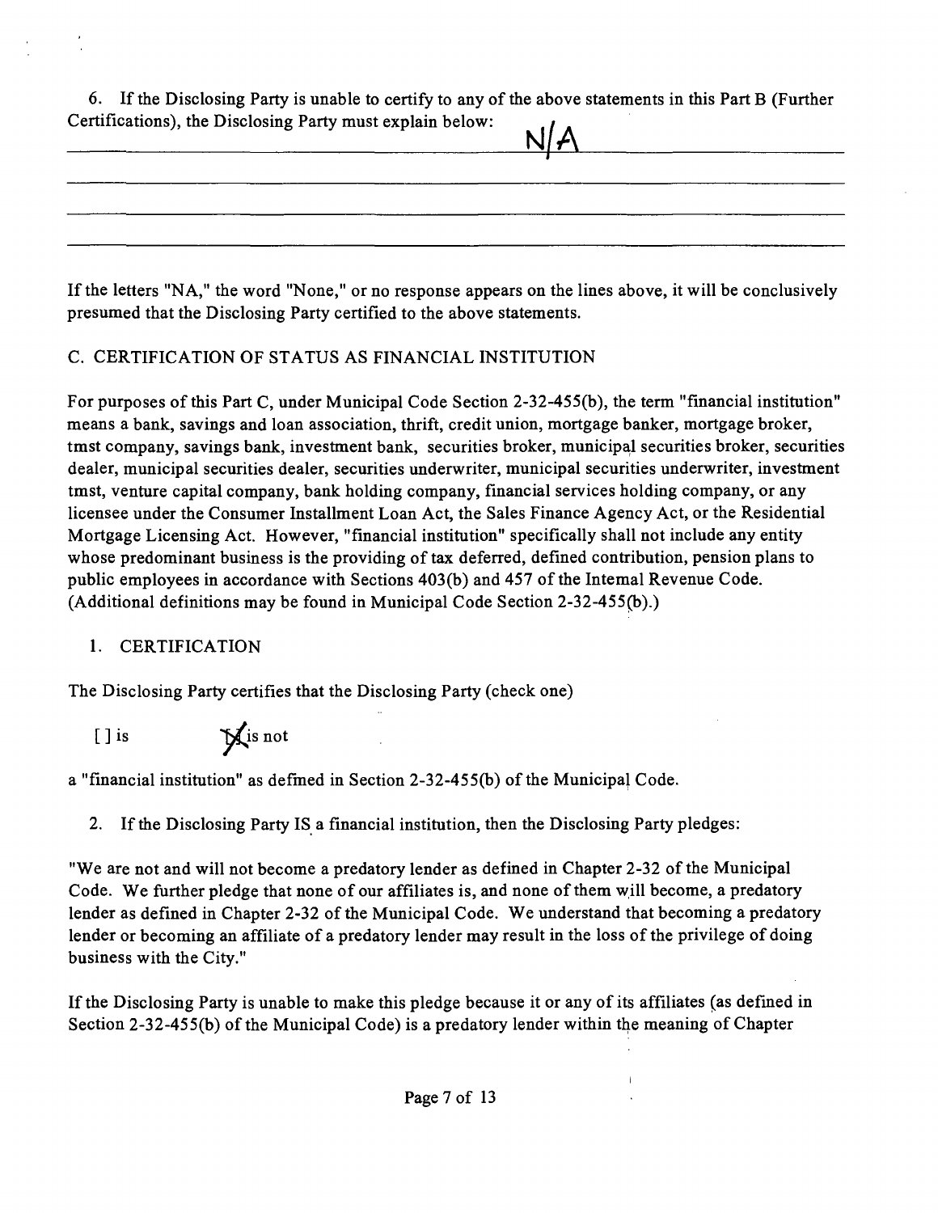6. If the Disclosing Party is unable to certify to any of the above statements in this Part B (Further Certifications), the Disclosing Party must explain below:

N/A

If the letters "NA," the word "None," or no response appears on the lines above, it will be conclusively presumed that the Disclosing Party certified to the above statements.

C. CERTIFICATION OF STATUS AS FINANCIAL INSTITUTION

For purposes of this Part C, under Municipal Code Section 2-32-455(b), the term "financial institution" means a bank, savings and loan association, thrift, credit union, mortgage banker, mortgage broker, tmst company, savings bank, investment bank, securities broker, municipal securities broker, securities dealer, municipal securities dealer, securities underwriter, municipal securities underwriter, investment tmst, venture capital company, bank holding company, financial services holding company, or any licensee under the Consumer Installment Loan Act, the Sales Finance Agency Act, or the Residential Mortgage Licensing Act. However, "financial institution" specifically shall not include any entity whose predominant business is the providing of tax deferred, defined contribution, pension plans to public employees in accordance with Sections 403(b) and 457 of the Intemal Revenue Code. (Additional definitions may be found in Municipal Code Section 2-32-455(b).)

1. CERTIFICATION

The Disclosing Party certifies that the Disclosing Party (check one)

[ ] is [X] is not

a "financial institution" as defined in Section 2-32-455(b) of the Municipal Code.

2. If the Disclosing Party IS a financial institution, then the Disclosing Party pledges:

"We are not and will not become a predatory lender as defined in Chapter 2-32 of the Municipal Code. We further pledge that none of our affiliates is, and none of them will become, a predatory lender as defined in Chapter 2-32 of the Municipal Code. We understand that becoming a predatory lender or becoming an affiliate of a predatory lender may result in the loss of the privilege of doing business with the City."

If the Disclosing Party is unable to make this pledge because it or any of its affiliates (as defined in Section 2-32-455(b) of the Municipal Code) is a predatory lender within the meaning of Chapter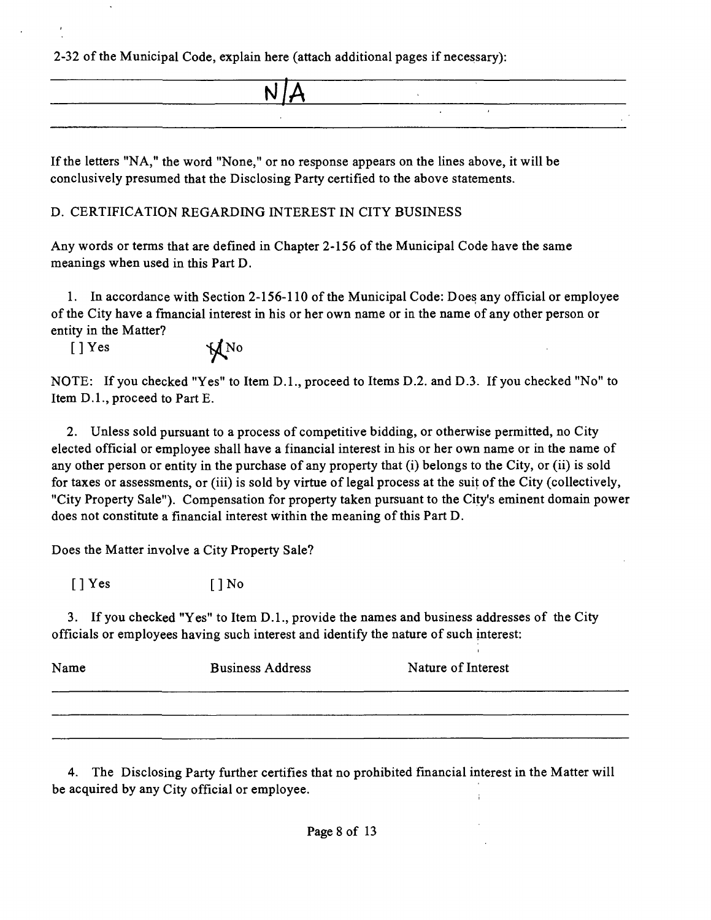2-32 of the Municipal Code, explain here (attach additional pages if necessary):

N/A

If the letters "NA," the word "None," or no response appears on the lines above, it will be conclusively presumed that the Disclosing Party certified to the above statements.

D. CERTIFICATION REGARDING INTEREST IN CITY BUSINESS

Any words or terms that are defined in Chapter 2-156 of the Municipal Code have the same meanings when used in this Part D.

1. In accordance with Section 2-156-110 of the Municipal Code: Does any official or employee of the City have a financial interest in his or her own name or in the name of any other person or entity in the Matter?

[ ] Yes [X] No

NOTE: If you checked "Yes" to Item D.1., proceed to Items D.2. and D.3. If you checked "No" to Item D.1., proceed to Part E.

2. Unless sold pursuant to a process of competitive bidding, or otherwise permitted, no City elected official or employee shall have a financial interest in his or her own name or in the name of any other person or entity in the purchase of any property that (i) belongs to the City, or (ii) is sold for taxes or assessments, or (iii) is sold by virtue of legal process at the suit of the City (collectively, "City Property Sale"). Compensation for property taken pursuant to the City's eminent domain power does not constitute a financial interest within the meaning of this Part D.

Does the Matter involve a City Property Sale?

[ ] Yes [ ] No

3. If you checked "Yes" to Item D.1., provide the names and business addresses of the City officials or employees having such interest and identify the nature of such interest:

| Name | Business Address | Nature of Interest |
|---|---|---|
| | | |
| | | |
| | | |

4. The Disclosing Party further certifies that no prohibited financial interest in the Matter will be acquired by any City official or employee.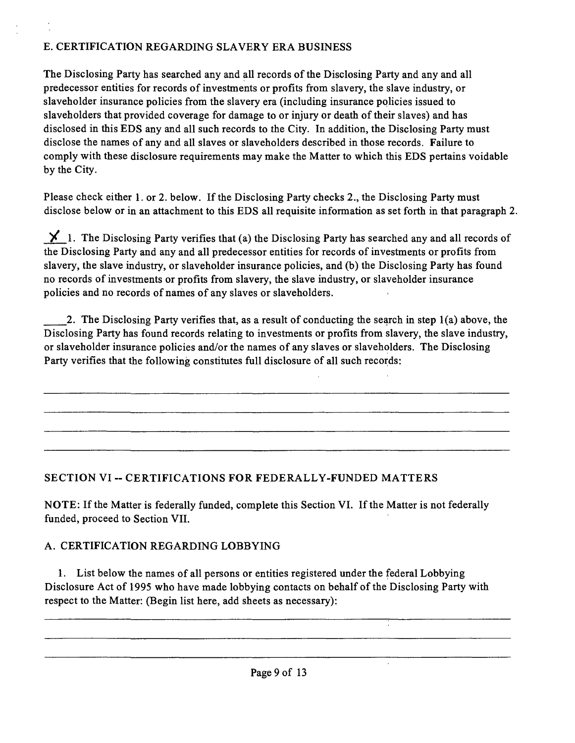## E. CERTIFICATION REGARDING SLAVERY ERA BUSINESS

The Disclosing Party has searched any and all records of the Disclosing Party and any and all predecessor entities for records of investments or profits from slavery, the slave industry, or slaveholder insurance policies from the slavery era (including insurance policies issued to slaveholders that provided coverage for damage to or injury or death of their slaves) and has disclosed in this EDS any and all such records to the City. In addition, the Disclosing Party must disclose the names of any and all slaves or slaveholders described in those records. **Failure to comply with these disclosure requirements may make the Matter to which this EDS pertains voidable by the City.**

Please check either 1. or 2. below. If the Disclosing Party checks 2., the Disclosing Party must disclose below or in an attachment to this EDS all requisite information as set forth in that paragraph 2.

_X_ 1. The Disclosing Party verifies that (a) the Disclosing Party has searched any and all records of the Disclosing Party and any and all predecessor entities for records of investments or profits from slavery, the slave industry, or slaveholder insurance policies, and (b) the Disclosing Party has found no records of investments or profits from slavery, the slave industry, or slaveholder insurance policies and no records of names of any slaves or slaveholders.

____ 2. The Disclosing Party verifies that, as a result of conducting the search in step 1(a) above, the Disclosing Party has found records relating to investments or profits from slavery, the slave industry, or slaveholder insurance policies and/or the names of any slaves or slaveholders. The Disclosing Party verifies that the following constitutes full disclosure of all such records:

________________________________________________________________________________

________________________________________________________________________________

________________________________________________________________________________

________________________________________________________________________________

## SECTION VI -- CERTIFICATIONS FOR FEDERALLY-FUNDED MATTERS

NOTE: If the Matter is federally funded, complete this Section VI. If the Matter is not federally funded, proceed to Section VII.

### A. CERTIFICATION REGARDING LOBBYING

1. List below the names of all persons or entities registered under the federal Lobbying Disclosure Act of 1995 who have made lobbying contacts on behalf of the Disclosing Party with respect to the Matter: (Begin list here, add sheets as necessary):

________________________________________________________________________________

________________________________________________________________________________

________________________________________________________________________________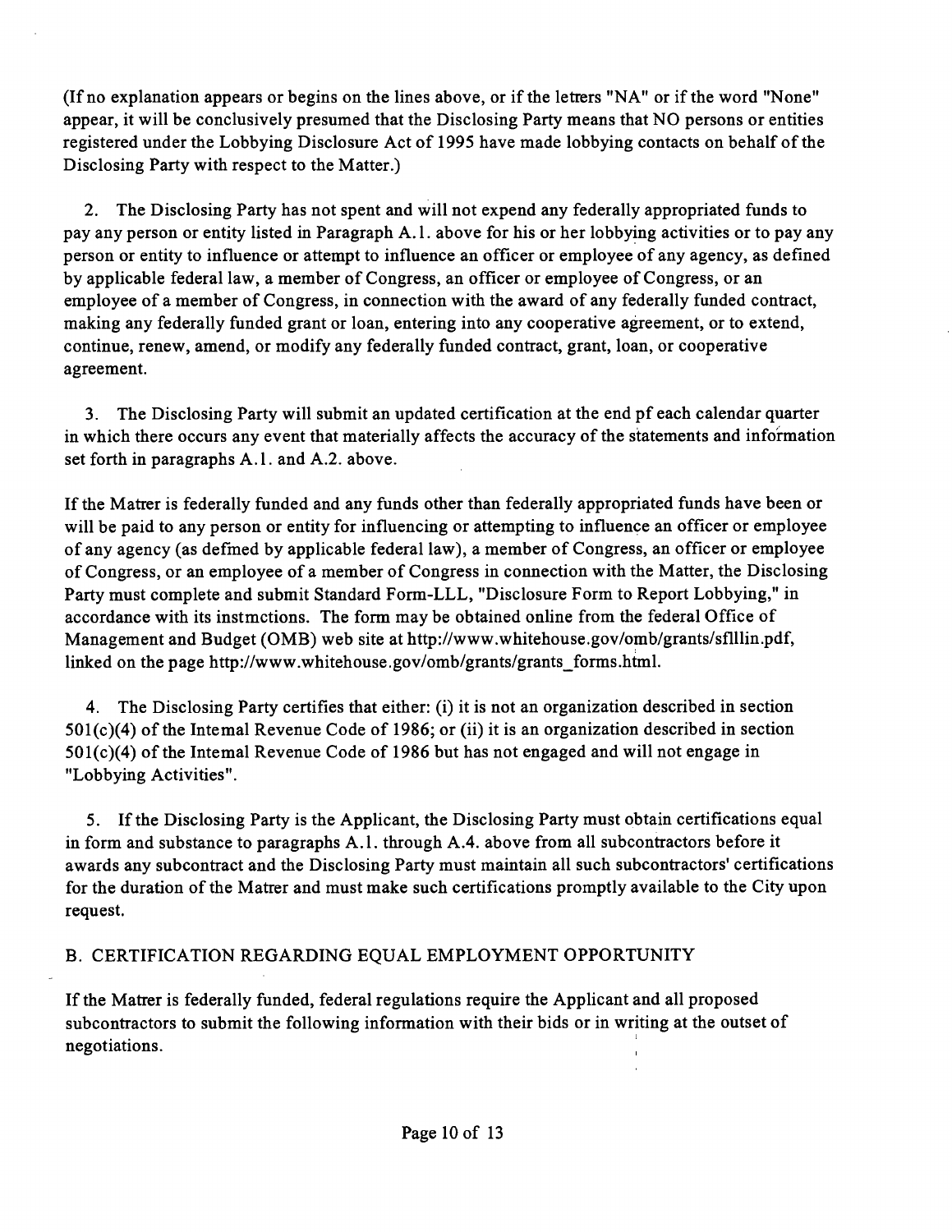(If no explanation appears or begins on the lines above, or if the letters "NA" or if the word "None" appear, it will be conclusively presumed that the Disclosing Party means that NO persons or entities registered under the Lobbying Disclosure Act of 1995 have made lobbying contacts on behalf of the Disclosing Party with respect to the Matter.)

2. The Disclosing Party has not spent and will not expend any federally appropriated funds to pay any person or entity listed in Paragraph A.1. above for his or her lobbying activities or to pay any person or entity to influence or attempt to influence an officer or employee of any agency, as defined by applicable federal law, a member of Congress, an officer or employee of Congress, or an employee of a member of Congress, in connection with the award of any federally funded contract, making any federally funded grant or loan, entering into any cooperative agreement, or to extend, continue, renew, amend, or modify any federally funded contract, grant, loan, or cooperative agreement.

3. The Disclosing Party will submit an updated certification at the end pf each calendar quarter in which there occurs any event that materially affects the accuracy of the statements and information set forth in paragraphs A.1. and A.2. above.

If the Matrer is federally funded and any funds other than federally appropriated funds have been or will be paid to any person or entity for influencing or attempting to influence an officer or employee of any agency (as defmed by applicable federal law), a member of Congress, an officer or employee of Congress, or an employee of a member of Congress in connection with the Matter, the Disclosing Party must complete and submit Standard Form-LLL, "Disclosure Form to Report Lobbying," in accordance with its instmctions. The form may be obtained online from the federal Office of Management and Budget (OMB) web site at http://www.whitehouse.gov/omb/grants/sflllin.pdf, linked on the page http://www.whitehouse.gov/omb/grants/grants_forms.html.

4. The Disclosing Party certifies that either: (i) it is not an organization described in section 501(c)(4) of the Intemal Revenue Code of 1986; or (ii) it is an organization described in section 501(c)(4) of the Intemal Revenue Code of 1986 but has not engaged and will not engage in "Lobbying Activities".

5. If the Disclosing Party is the Applicant, the Disclosing Party must obtain certifications equal in form and substance to paragraphs A.1. through A.4. above from all subcontractors before it awards any subcontract and the Disclosing Party must maintain all such subcontractors' certifications for the duration of the Matrer and must make such certifications promptly available to the City upon request.

B. CERTIFICATION REGARDING EQUAL EMPLOYMENT OPPORTUNITY

If the Matrer is federally funded, federal regulations require the Applicant and all proposed subcontractors to submit the following information with their bids or in writing at the outset of negotiations.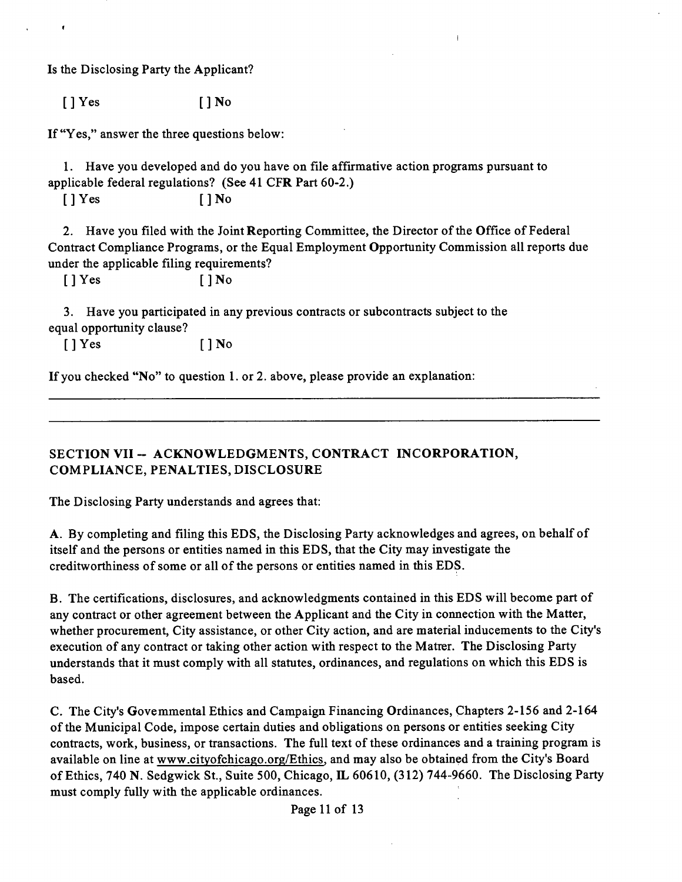Is the Disclosing Party the Applicant?

[ ] Yes [ ] No

If "Yes," answer the three questions below:

1. Have you developed and do you have on file affirmative action programs pursuant to applicable federal regulations? (See 41 CFR Part 60-2.)

[ ] Yes [ ] No

2. Have you filed with the Joint Reporting Committee, the Director of the Office of Federal Contract Compliance Programs, or the Equal Employment Opportunity Commission all reports due under the applicable filing requirements?

[ ] Yes [ ] No

3. Have you participated in any previous contracts or subcontracts subject to the equal opportunity clause?

[ ] Yes [ ] No

If you checked "No" to question 1. or 2. above, please provide an explanation:

______________________________________________________________________________

______________________________________________________________________________

## SECTION VII -- ACKNOWLEDGMENTS, CONTRACT INCORPORATION, COMPLIANCE, PENALTIES, DISCLOSURE

The Disclosing Party understands and agrees that:

A. By completing and filing this EDS, the Disclosing Party acknowledges and agrees, on behalf of itself and the persons or entities named in this EDS, that the City may investigate the creditworthiness of some or all of the persons or entities named in this EDS.

B. The certifications, disclosures, and acknowledgments contained in this EDS will become part of any contract or other agreement between the Applicant and the City in connection with the Matter, whether procurement, City assistance, or other City action, and are material inducements to the City's execution of any contract or taking other action with respect to the Matter. The Disclosing Party understands that it must comply with all statutes, ordinances, and regulations on which this EDS is based.

C. The City's Governmental Ethics and Campaign Financing Ordinances, Chapters 2-156 and 2-164 of the Municipal Code, impose certain duties and obligations on persons or entities seeking City contracts, work, business, or transactions. The full text of these ordinances and a training program is available on line at www.cityofchicago.org/Ethics, and may also be obtained from the City's Board of Ethics, 740 N. Sedgwick St., Suite 500, Chicago, IL 60610, (312) 744-9660. The Disclosing Party must comply fully with the applicable ordinances.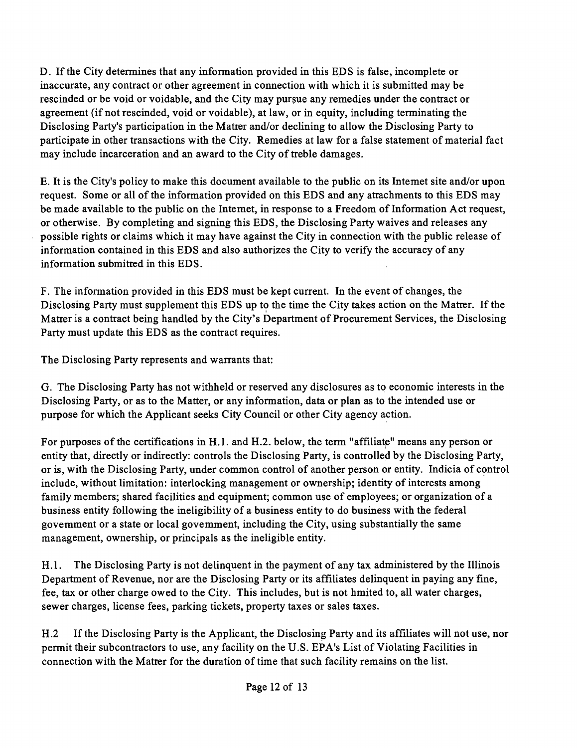D. If the City determines that any information provided in this EDS is false, incomplete or inaccurate, any contract or other agreement in connection with which it is submitted may be rescinded or be void or voidable, and the City may pursue any remedies under the contract or agreement (if not rescinded, void or voidable), at law, or in equity, including terminating the Disclosing Party's participation in the Matter and/or declining to allow the Disclosing Party to participate in other transactions with the City. Remedies at law for a false statement of material fact may include incarceration and an award to the City of treble damages.

E. It is the City's policy to make this document available to the public on its Internet site and/or upon request. Some or all of the information provided on this EDS and any attachments to this EDS may be made available to the public on the Internet, in response to a Freedom of Information Act request, or otherwise. By completing and signing this EDS, the Disclosing Party waives and releases any possible rights or claims which it may have against the City in connection with the public release of information contained in this EDS and also authorizes the City to verify the accuracy of any information submitted in this EDS.

F. The information provided in this EDS must be kept current. In the event of changes, the Disclosing Party must supplement this EDS up to the time the City takes action on the Matter. If the Matter is a contract being handled by the City's Department of Procurement Services, the Disclosing Party must update this EDS as the contract requires.

The Disclosing Party represents and warrants that:

G. The Disclosing Party has not withheld or reserved any disclosures as to economic interests in the Disclosing Party, or as to the Matter, or any information, data or plan as to the intended use or purpose for which the Applicant seeks City Council or other City agency action.

For purposes of the certifications in H.1. and H.2. below, the term "affiliate" means any person or entity that, directly or indirectly: controls the Disclosing Party, is controlled by the Disclosing Party, or is, with the Disclosing Party, under common control of another person or entity. Indicia of control include, without limitation: interlocking management or ownership; identity of interests among family members; shared facilities and equipment; common use of employees; or organization of a business entity following the ineligibility of a business entity to do business with the federal government or a state or local government, including the City, using substantially the same management, ownership, or principals as the ineligible entity.

H.1. The Disclosing Party is not delinquent in the payment of any tax administered by the Illinois Department of Revenue, nor are the Disclosing Party or its affiliates delinquent in paying any fine, fee, tax or other charge owed to the City. This includes, but is not limited to, all water charges, sewer charges, license fees, parking tickets, property taxes or sales taxes.

H.2 If the Disclosing Party is the Applicant, the Disclosing Party and its affiliates will not use, nor permit their subcontractors to use, any facility on the U.S. EPA's List of Violating Facilities in connection with the Matter for the duration of time that such facility remains on the list.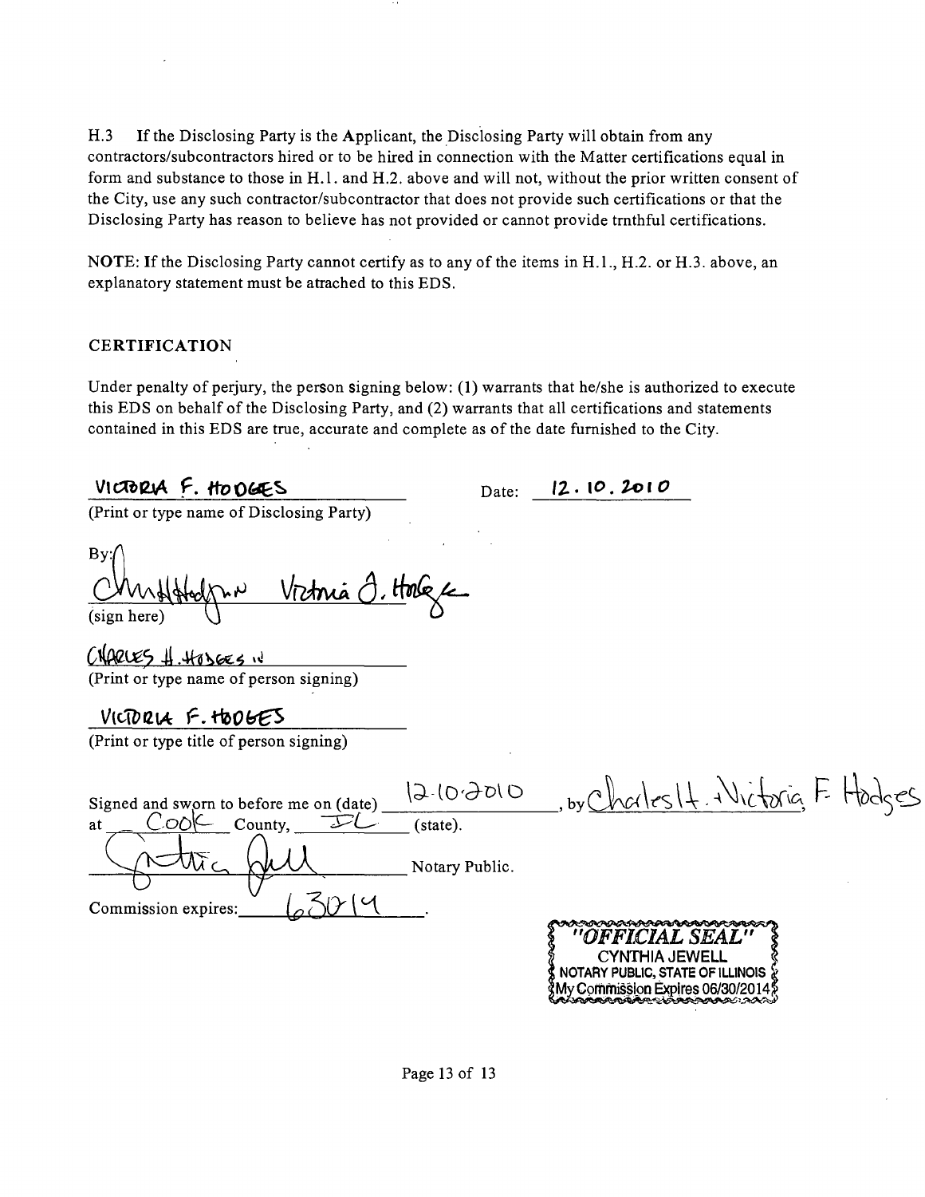H.3 If the Disclosing Party is the Applicant, the Disclosing Party will obtain from any contractors/subcontractors hired or to be hired in connection with the Matter certifications equal in form and substance to those in H.1. and H.2. above and will not, without the prior written consent of the City, use any such contractor/subcontractor that does not provide such certifications or that the Disclosing Party has reason to believe has not provided or cannot provide trnthful certifications.

NOTE: If the Disclosing Party cannot certify as to any of the items in H.1., H.2. or H.3. above, an explanatory statement must be attached to this EDS.

## CERTIFICATION

Under penalty of perjury, the person signing below: (1) warrants that he/she is authorized to execute this EDS on behalf of the Disclosing Party, and (2) warrants that all certifications and statements contained in this EDS are true, accurate and complete as of the date furnished to the City.

VICTORIA F. HODGES Date: 12.10.2010

(Print or type name of Disclosing Party)

By: [signature] Victoria F. Hodges [signature]

(sign here)

CHARLES H. HODGES III

(Print or type name of person signing)

VICTORIA F. HODGES

(Print or type title of person signing)

Signed and sworn to before me on (date) 12-10-2010, by Charles H. + Victoria F. Hodges

at Cook County, IL (state).

[signature] Notary Public.

Commission expires: 6-30-14.

"OFFICIAL SEAL"
CYNTHIA JEWELL
NOTARY PUBLIC, STATE OF ILLINOIS
My Commission Expires 06/30/2014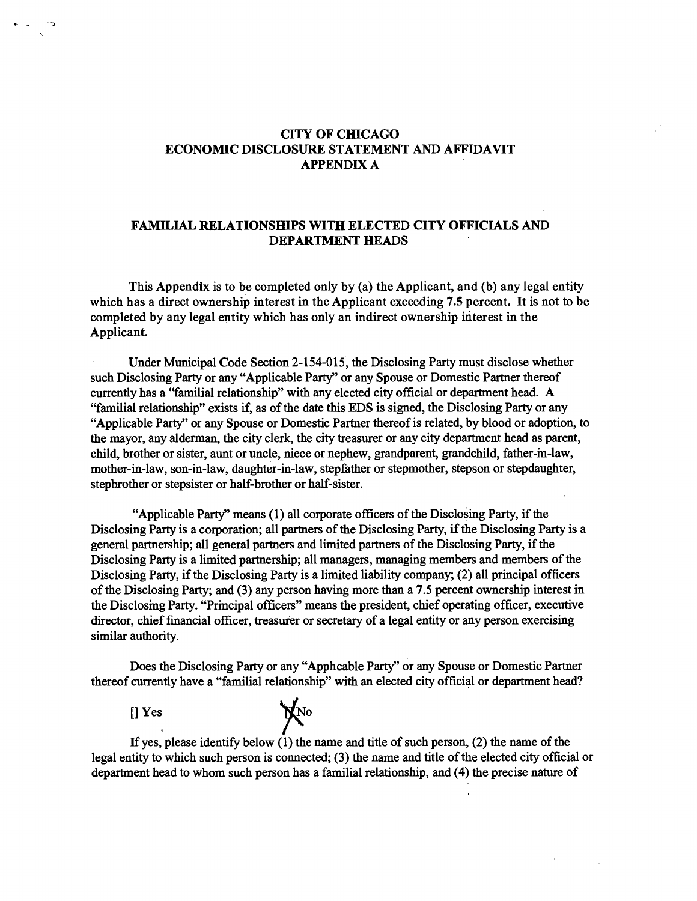# CITY OF CHICAGO
# ECONOMIC DISCLOSURE STATEMENT AND AFFIDAVIT
# APPENDIX A

## FAMILIAL RELATIONSHIPS WITH ELECTED CITY OFFICIALS AND DEPARTMENT HEADS

This Appendix is to be completed only by (a) the Applicant, and (b) any legal entity which has a direct ownership interest in the Applicant exceeding 7.5 percent. It is not to be completed by any legal entity which has only an indirect ownership interest in the Applicant.

Under Municipal Code Section 2-154-015, the Disclosing Party must disclose whether such Disclosing Party or any "Applicable Party" or any Spouse or Domestic Partner thereof currently has a "familial relationship" with any elected city official or department head. A "familial relationship" exists if, as of the date this EDS is signed, the Disclosing Party or any "Applicable Party" or any Spouse or Domestic Partner thereof is related, by blood or adoption, to the mayor, any alderman, the city clerk, the city treasurer or any city department head as parent, child, brother or sister, aunt or uncle, niece or nephew, grandparent, grandchild, father-in-law, mother-in-law, son-in-law, daughter-in-law, stepfather or stepmother, stepson or stepdaughter, stepbrother or stepsister or half-brother or half-sister.

"Applicable Party" means (1) all corporate officers of the Disclosing Party, if the Disclosing Party is a corporation; all partners of the Disclosing Party, if the Disclosing Party is a general partnership; all general partners and limited partners of the Disclosing Party, if the Disclosing Party is a limited partnership; all managers, managing members and members of the Disclosing Party, if the Disclosing Party is a limited liability company; (2) all principal officers of the Disclosing Party; and (3) any person having more than a 7.5 percent ownership interest in the Disclosing Party. "Principal officers" means the president, chief operating officer, executive director, chief financial officer, treasurer or secretary of a legal entity or any person exercising similar authority.

Does the Disclosing Party or any "Applicable Party" or any Spouse or Domestic Partner thereof currently have a "familial relationship" with an elected city official or department head?

[] Yes [X] No

If yes, please identify below (1) the name and title of such person, (2) the name of the legal entity to which such person is connected; (3) the name and title of the elected city official or department head to whom such person has a familial relationship, and (4) the precise nature of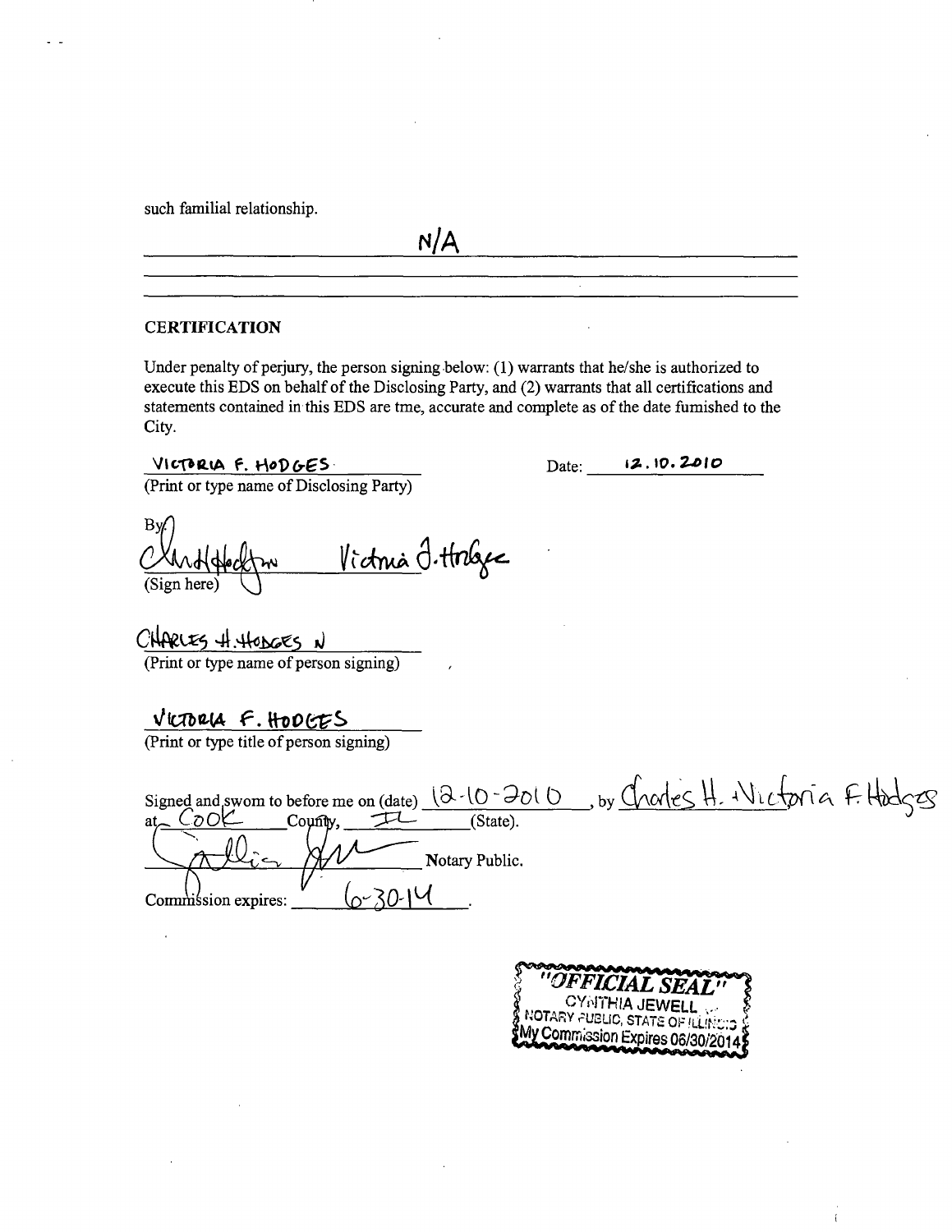such familial relationship.

N/A

## CERTIFICATION

Under penalty of perjury, the person signing below: (1) warrants that he/she is authorized to execute this EDS on behalf of the Disclosing Party, and (2) warrants that all certifications and statements contained in this EDS are tme, accurate and complete as of the date fumished to the City.

VICTORIA F. HODGES
(Print or type name of Disclosing Party)

Date: 12.10.2010

By: [signature] Victoria F. Hodges
(Sign here)

CHARLES H. HODGES N
(Print or type name of person signing)

VICTORIA F. HODGES
(Print or type title of person signing)

Signed and swom to before me on (date) 12-10-2010, by Charles H. + Victoria F. Hodges
at Cook County, IL (State).

[signature] Notary Public.

Commission expires: 6-30-14

"OFFICIAL SEAL"
CYNTHIA JEWELL
NOTARY PUBLIC, STATE OF ILLINOIS
My Commission Expires 06/30/2014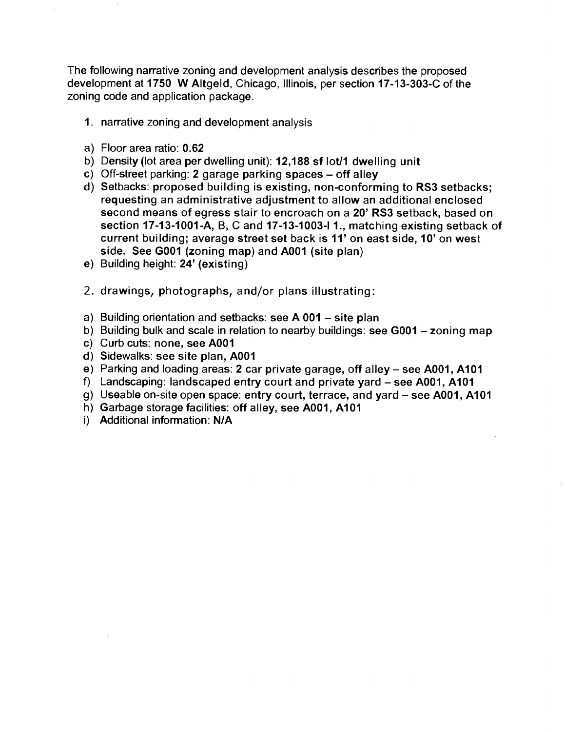The following narrative zoning and development analysis describes the proposed development at **1750 W Altgeld**, Chicago, Illinois, per section **17-13-303-C** of the zoning code and application package.

1. narrative zoning and development analysis

a) Floor area ratio: **0.62**
b) Density (lot area per dwelling unit): **12,188 sf lot/1 dwelling unit**
c) Off-street parking: **2 garage parking spaces – off alley**
d) Setbacks: **proposed building is existing, non-conforming to RS3 setbacks; requesting an administrative adjustment to allow an additional enclosed second means of egress stair to encroach on a 20' RS3** setback, based on **section 17-13-1001-A**, B, C and **17-13-1003-I 1., matching existing setback of current building; average street set back is 11' on east side, 10' on west side. See G001 (zoning map)** and **A001** (site plan)
e) Building height: **24' (existing)**

2. drawings, photographs, and/or plans illustrating:

a) Building orientation and setbacks: **see A 001 – site plan**
b) Building bulk and scale in relation to nearby buildings: **see G001 – zoning map**
c) Curb cuts: **none, see A001**
d) Sidewalks: **see site plan, A001**
e) Parking and loading areas: **2 car private garage, off alley – see A001, A101**
f) Landscaping: **landscaped entry court and private yard – see A001, A101**
g) Useable on-site open space: **entry court, terrace, and yard – see A001, A101**
h) **Garbage storage facilities: off alley, see A001, A101**
i) **Additional information: N/A**